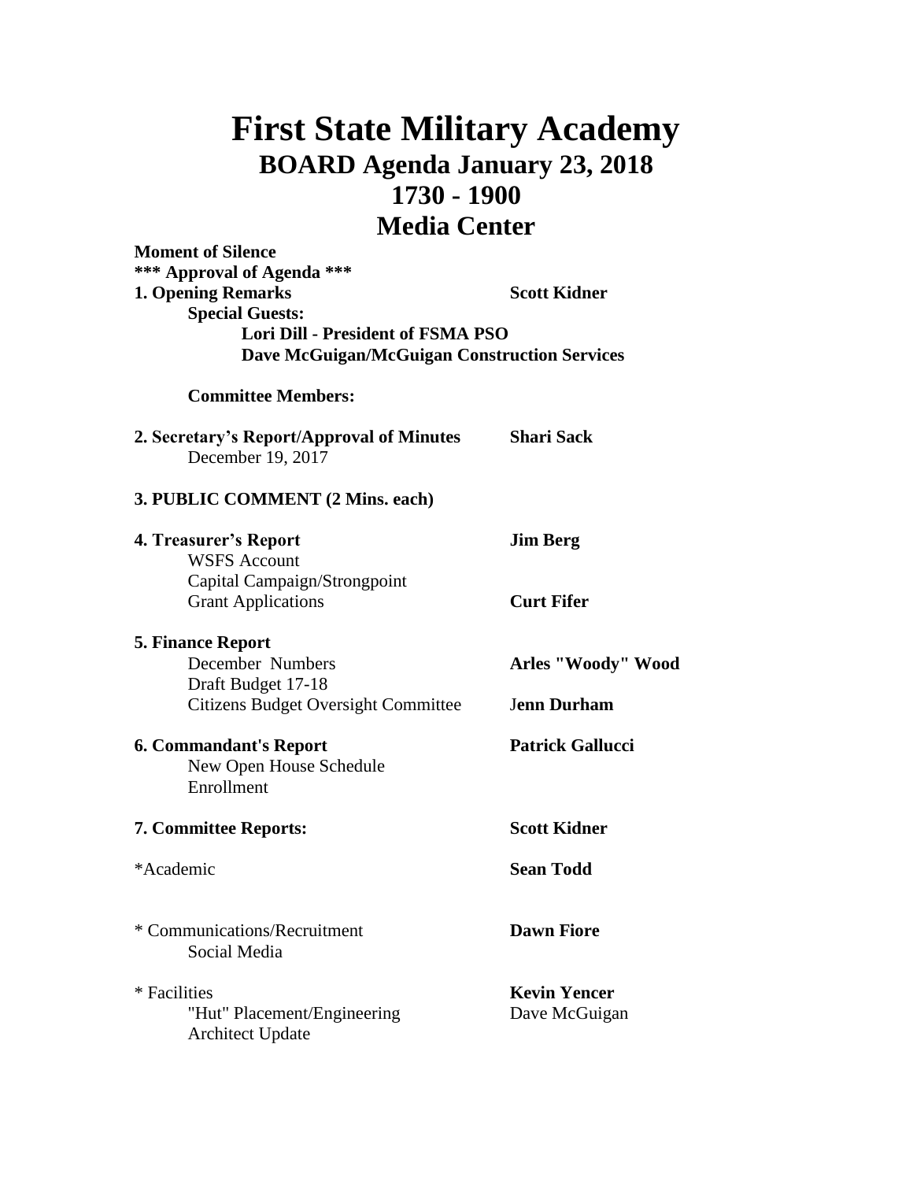# First State Military Academy

## BOARD Agenda January 23, 2018

## 1730 - 1900

## Media Center

**Moment of Silence**

**\*\*\* Approval of Agenda \*\*\***

**1. Opening Remarks** — **Scott Kidner**

**Special Guests:**

**Lori Dill - President of FSMA PSO**

**Dave McGuigan/McGuigan Construction Services**

**Committee Members:**

**2. Secretary's Report/Approval of Minutes** — **Shari Sack**

December 19, 2017

**3. PUBLIC COMMENT (2 Mins. each)**

**4. Treasurer's Report** — **Jim Berg**

- WSFS Account
- Capital Campaign/Strongpoint
- Grant Applications — **Curt Fifer**

**5. Finance Report**

- December Numbers — **Arles "Woody" Wood**
- Draft Budget 17-18
- Citizens Budget Oversight Committee — **Jenn Durham**

**6. Commandant's Report** — **Patrick Gallucci**

- New Open House Schedule
- Enrollment

**7. Committee Reports:** — **Scott Kidner**

*Academic — **Sean Todd**

* Communications/Recruitment — **Dawn Fiore**

- Social Media

* Facilities — **Kevin Yencer**

- "Hut" Placement/Engineering — Dave McGuigan
- Architect Update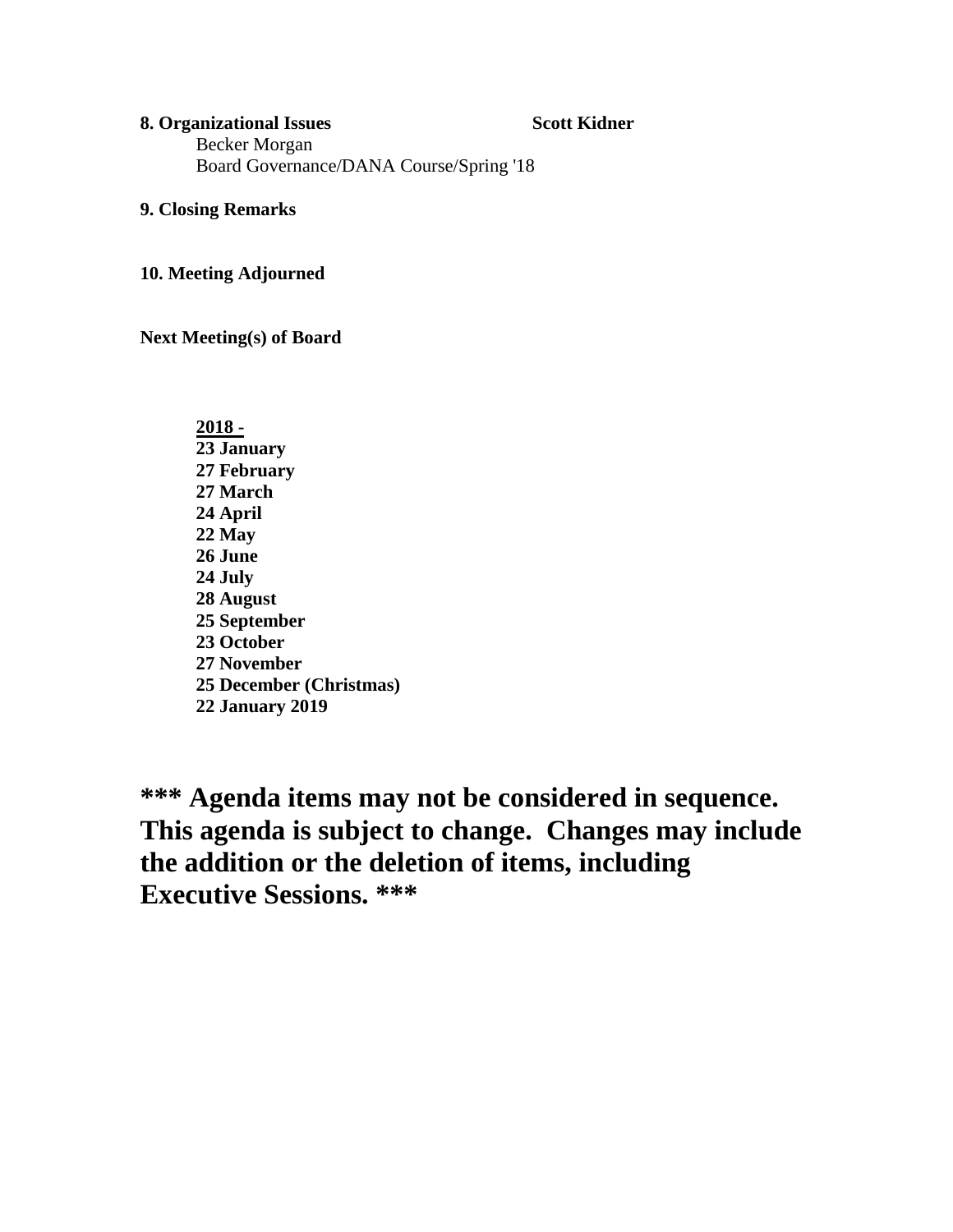**8. Organizational Issues** **Scott Kidner**

Becker Morgan

Board Governance/DANA Course/Spring '18

**9. Closing Remarks**

**10. Meeting Adjourned**

**Next Meeting(s) of Board**

**2018 -**

**23 January**
**27 February**
**27 March**
**24 April**
**22 May**
**26 June**
**24 July**
**28 August**
**25 September**
**23 October**
**27 November**
**25 December (Christmas)**
**22 January 2019**

**\*\*\* Agenda items may not be considered in sequence. This agenda is subject to change. Changes may include the addition or the deletion of items, including Executive Sessions. \*\*\***